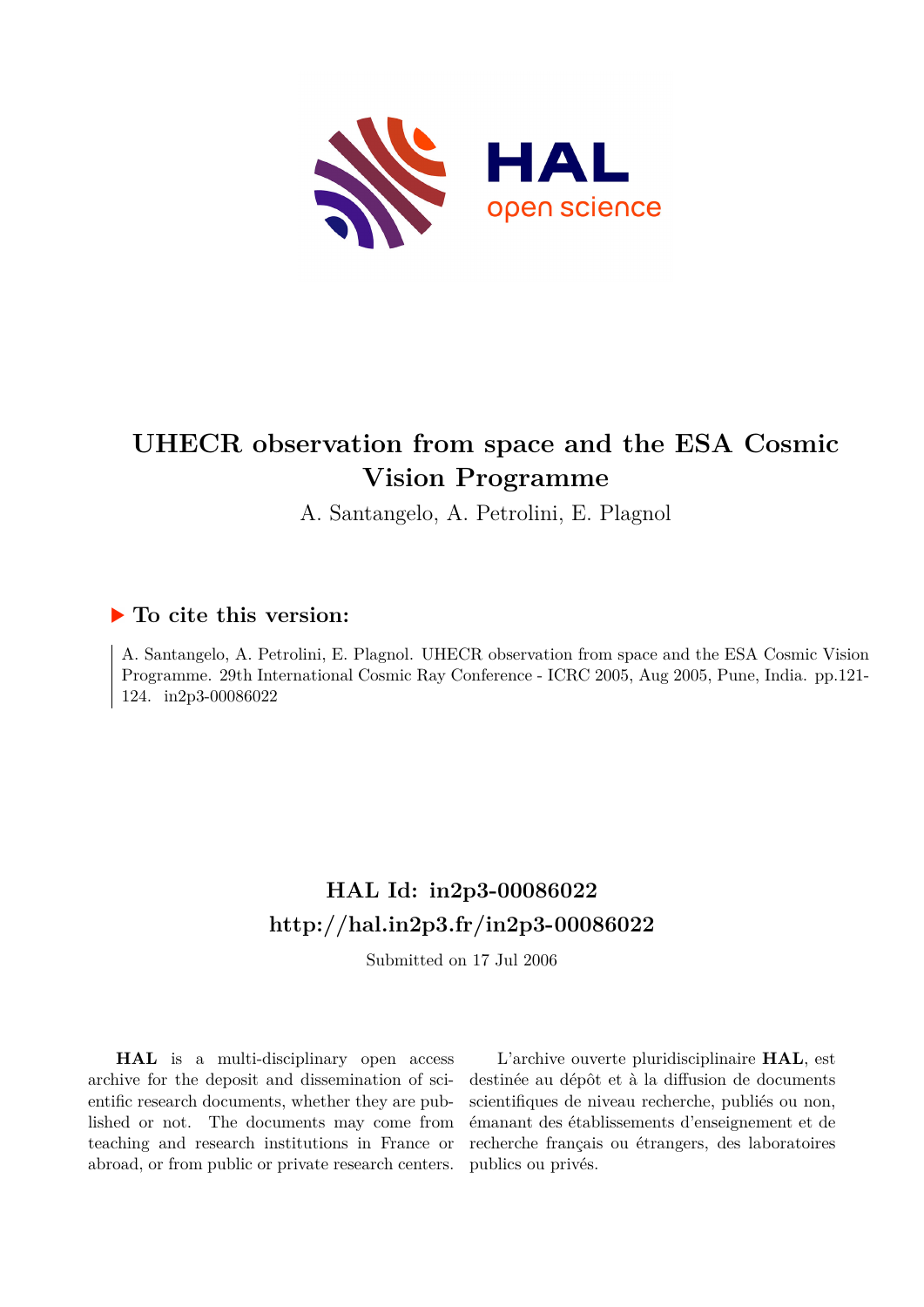# UHECR observation from space and the ESA Cosmic Vision Programme

A. Santangelo, A. Petrolini, E. Plagnol

## ▶ To cite this version:

A. Santangelo, A. Petrolini, E. Plagnol. UHECR observation from space and the ESA Cosmic Vision Programme. 29th International Cosmic Ray Conference - ICRC 2005, Aug 2005, Pune, India. pp.121-124. in2p3-00086022

## HAL Id: in2p3-00086022
## http://hal.in2p3.fr/in2p3-00086022

Submitted on 17 Jul 2006

**HAL** is a multi-disciplinary open access archive for the deposit and dissemination of scientific research documents, whether they are published or not. The documents may come from teaching and research institutions in France or abroad, or from public or private research centers.

L'archive ouverte pluridisciplinaire **HAL**, est destinée au dépôt et à la diffusion de documents scientifiques de niveau recherche, publiés ou non, émanant des établissements d'enseignement et de recherche français ou étrangers, des laboratoires publics ou privés.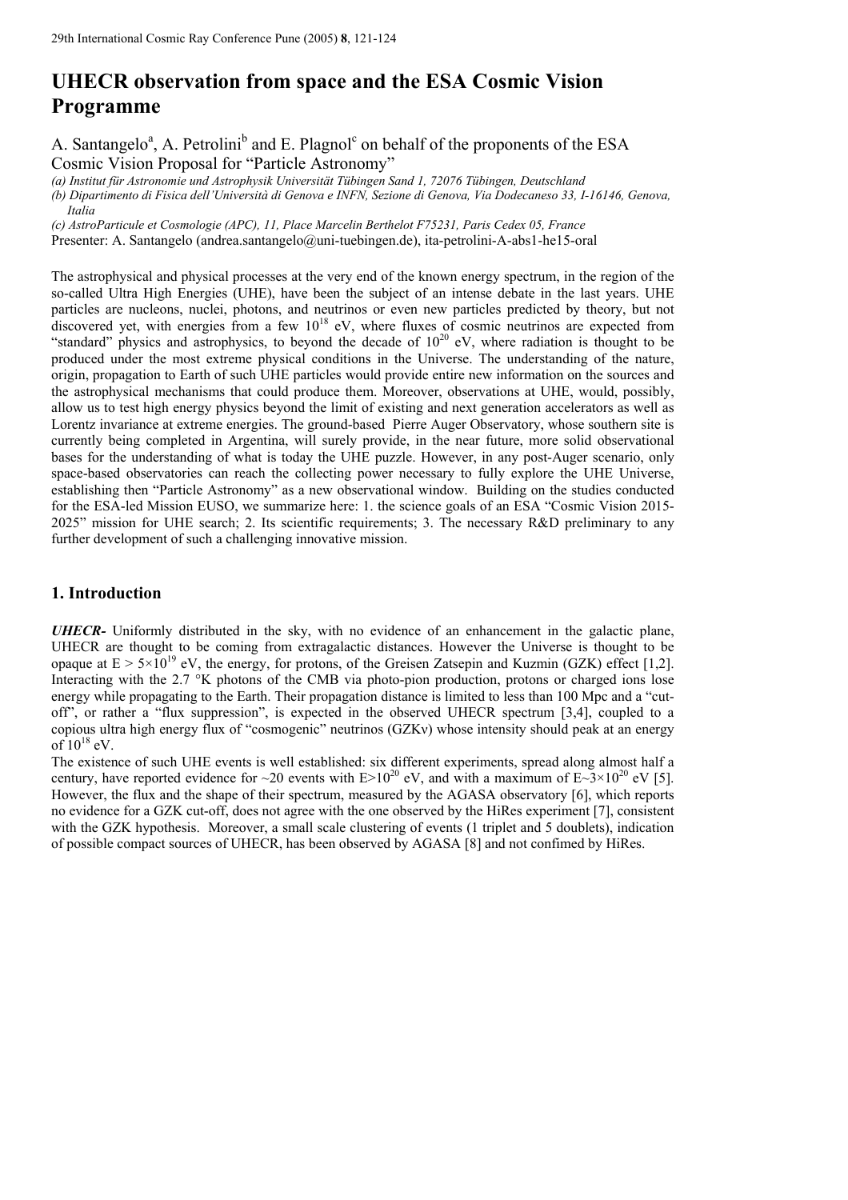# UHECR observation from space and the ESA Cosmic Vision Programme

A. Santangelo[a], A. Petrolini[b] and E. Plagnol[c] on behalf of the proponents of the ESA Cosmic Vision Proposal for "Particle Astronomy"

*(a) Institut für Astronomie und Astrophysik Universität Tübingen Sand 1, 72076 Tübingen, Deutschland*
*(b) Dipartimento di Fisica dell'Università di Genova e INFN, Sezione di Genova, Via Dodecaneso 33, I-16146, Genova, Italia*
*(c) AstroParticule et Cosmologie (APC), 11, Place Marcelin Berthelot F75231, Paris Cedex 05, France*

Presenter: A. Santangelo (andrea.santangelo@uni-tuebingen.de), ita-petrolini-A-abs1-he15-oral

The astrophysical and physical processes at the very end of the known energy spectrum, in the region of the so-called Ultra High Energies (UHE), have been the subject of an intense debate in the last years. UHE particles are nucleons, nuclei, photons, and neutrinos or even new particles predicted by theory, but not discovered yet, with energies from a few $10^{18}$ eV, where fluxes of cosmic neutrinos are expected from "standard" physics and astrophysics, to beyond the decade of $10^{20}$ eV, where radiation is thought to be produced under the most extreme physical conditions in the Universe. The understanding of the nature, origin, propagation to Earth of such UHE particles would provide entire new information on the sources and the astrophysical mechanisms that could produce them. Moreover, observations at UHE, would, possibly, allow us to test high energy physics beyond the limit of existing and next generation accelerators as well as Lorentz invariance at extreme energies. The ground-based Pierre Auger Observatory, whose southern site is currently being completed in Argentina, will surely provide, in the near future, more solid observational bases for the understanding of what is today the UHE puzzle. However, in any post-Auger scenario, only space-based observatories can reach the collecting power necessary to fully explore the UHE Universe, establishing then "Particle Astronomy" as a new observational window. Building on the studies conducted for the ESA-led Mission EUSO, we summarize here: 1. the science goals of an ESA "Cosmic Vision 2015-2025" mission for UHE search; 2. Its scientific requirements; 3. The necessary R&D preliminary to any further development of such a challenging innovative mission.

## 1. Introduction

***UHECR-*** Uniformly distributed in the sky, with no evidence of an enhancement in the galactic plane, UHECR are thought to be coming from extragalactic distances. However the Universe is thought to be opaque at $E > 5\times10^{19}$ eV, the energy, for protons, of the Greisen Zatsepin and Kuzmin (GZK) effect [1,2]. Interacting with the 2.7 °K photons of the CMB via photo-pion production, protons or charged ions lose energy while propagating to the Earth. Their propagation distance is limited to less than 100 Mpc and a "cut-off", or rather a "flux suppression", is expected in the observed UHECR spectrum [3,4], coupled to a copious ultra high energy flux of "cosmogenic" neutrinos (GZKν) whose intensity should peak at an energy of $10^{18}$ eV.

The existence of such UHE events is well established: six different experiments, spread along almost half a century, have reported evidence for ~20 events with $E>10^{20}$ eV, and with a maximum of $E\sim3\times10^{20}$ eV [5]. However, the flux and the shape of their spectrum, measured by the AGASA observatory [6], which reports no evidence for a GZK cut-off, does not agree with the one observed by the HiRes experiment [7], consistent with the GZK hypothesis. Moreover, a small scale clustering of events (1 triplet and 5 doublets), indication of possible compact sources of UHECR, has been observed by AGASA [8] and not confimed by HiRes.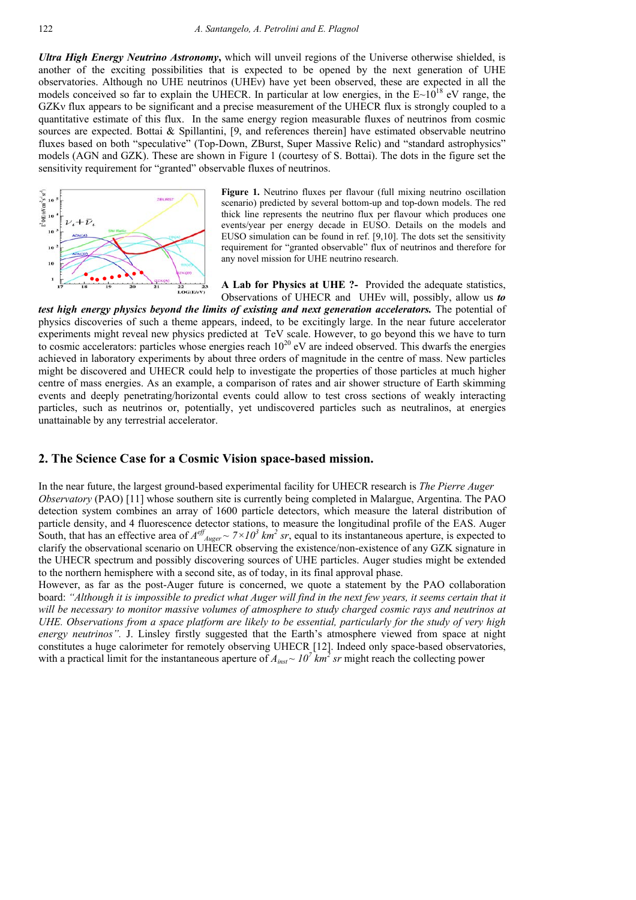***Ultra High Energy Neutrino Astronomy***, which will unveil regions of the Universe otherwise shielded, is another of the exciting possibilities that is expected to be opened by the next generation of UHE observatories. Although no UHE neutrinos (UHEν) have yet been observed, these are expected in all the models conceived so far to explain the UHECR. In particular at low energies, in the $E \sim 10^{18}$ eV range, the GZKν flux appears to be significant and a precise measurement of the UHECR flux is strongly coupled to a quantitative estimate of this flux. In the same energy region measurable fluxes of neutrinos from cosmic sources are expected. Bottai & Spillantini, [9, and references therein] have estimated observable neutrino fluxes based on both "speculative" (Top-Down, ZBurst, Super Massive Relic) and "standard astrophysics" models (AGN and GZK). These are shown in Figure 1 (courtesy of S. Bottai). The dots in the figure set the sensitivity requirement for "granted" observable fluxes of neutrinos.

**Figure 1.** Neutrino fluxes per flavour (full mixing neutrino oscillation scenario) predicted by several bottom-up and top-down models. The red thick line represents the neutrino flux per flavour which produces one events/year per energy decade in EUSO. Details on the models and EUSO simulation can be found in ref. [9,10]. The dots set the sensitivity requirement for "granted observable" flux of neutrinos and therefore for any novel mission for UHE neutrino research.

**A Lab for Physics at UHE ?-** Provided the adequate statistics, Observations of UHECR and UHEν will, possibly, allow us ***to test high energy physics beyond the limits of existing and next generation accelerators.*** The potential of physics discoveries of such a theme appears, indeed, to be excitingly large. In the near future accelerator experiments might reveal new physics predicted at TeV scale. However, to go beyond this we have to turn to cosmic accelerators: particles whose energies reach $10^{20}$ eV are indeed observed. This dwarfs the energies achieved in laboratory experiments by about three orders of magnitude in the centre of mass. New particles might be discovered and UHECR could help to investigate the properties of those particles at much higher centre of mass energies. As an example, a comparison of rates and air shower structure of Earth skimming events and deeply penetrating/horizontal events could allow to test cross sections of weakly interacting particles, such as neutrinos or, potentially, yet undiscovered particles such as neutralinos, at energies unattainable by any terrestrial accelerator.

## 2. The Science Case for a Cosmic Vision space-based mission.

In the near future, the largest ground-based experimental facility for UHECR research is *The Pierre Auger Observatory* (PAO) [11] whose southern site is currently being completed in Malargue, Argentina. The PAO detection system combines an array of 1600 particle detectors, which measure the lateral distribution of particle density, and 4 fluorescence detector stations, to measure the longitudinal profile of the EAS. Auger South, that has an effective area of $A^{eff}_{Auger} \sim 7\times10^{3}\ km^{2}\ sr$, equal to its instantaneous aperture, is expected to clarify the observational scenario on UHECR observing the existence/non-existence of any GZK signature in the UHECR spectrum and possibly discovering sources of UHE particles. Auger studies might be extended to the northern hemisphere with a second site, as of today, in its final approval phase.

However, as far as the post-Auger future is concerned, we quote a statement by the PAO collaboration board: *"Although it is impossible to predict what Auger will find in the next few years, it seems certain that it will be necessary to monitor massive volumes of atmosphere to study charged cosmic rays and neutrinos at UHE. Observations from a space platform are likely to be essential, particularly for the study of very high energy neutrinos".* J. Linsley firstly suggested that the Earth's atmosphere viewed from space at night constitutes a huge calorimeter for remotely observing UHECR [12]. Indeed only space-based observatories, with a practical limit for the instantaneous aperture of $A_{inst} \sim 10^{7}\ km^{2}\ sr$ might reach the collecting power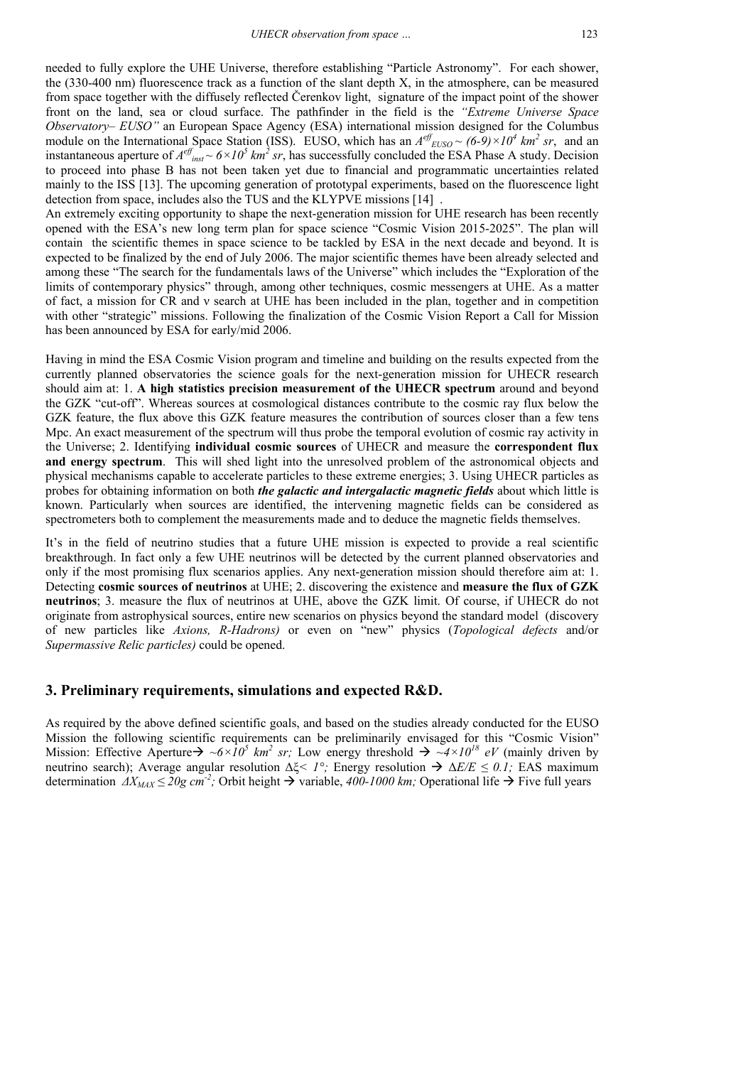needed to fully explore the UHE Universe, therefore establishing "Particle Astronomy". For each shower, the (330-400 nm) fluorescence track as a function of the slant depth X, in the atmosphere, can be measured from space together with the diffusely reflected Čerenkov light, signature of the impact point of the shower front on the land, sea or cloud surface. The pathfinder in the field is the *"Extreme Universe Space Observatory– EUSO"* an European Space Agency (ESA) international mission designed for the Columbus module on the International Space Station (ISS). EUSO, which has an $A^{eff}_{EUSO} \sim (6\text{-}9)\times 10^4\ km^2\ sr$, and an instantaneous aperture of $A^{eff}_{inst} \sim 6\times 10^5\ km^2\ sr$, has successfully concluded the ESA Phase A study. Decision to proceed into phase B has not been taken yet due to financial and programmatic uncertainties related mainly to the ISS [13]. The upcoming generation of prototypal experiments, based on the fluorescence light detection from space, includes also the TUS and the KLYPVE missions [14] .

An extremely exciting opportunity to shape the next-generation mission for UHE research has been recently opened with the ESA's new long term plan for space science "Cosmic Vision 2015-2025". The plan will contain the scientific themes in space science to be tackled by ESA in the next decade and beyond. It is expected to be finalized by the end of July 2006. The major scientific themes have been already selected and among these "The search for the fundamentals laws of the Universe" which includes the "Exploration of the limits of contemporary physics" through, among other techniques, cosmic messengers at UHE. As a matter of fact, a mission for CR and ν search at UHE has been included in the plan, together and in competition with other "strategic" missions. Following the finalization of the Cosmic Vision Report a Call for Mission has been announced by ESA for early/mid 2006.

Having in mind the ESA Cosmic Vision program and timeline and building on the results expected from the currently planned observatories the science goals for the next-generation mission for UHECR research should aim at: 1. **A high statistics precision measurement of the UHECR spectrum** around and beyond the GZK "cut-off". Whereas sources at cosmological distances contribute to the cosmic ray flux below the GZK feature, the flux above this GZK feature measures the contribution of sources closer than a few tens Mpc. An exact measurement of the spectrum will thus probe the temporal evolution of cosmic ray activity in the Universe; 2. Identifying **individual cosmic sources** of UHECR and measure the **correspondent flux and energy spectrum**. This will shed light into the unresolved problem of the astronomical objects and physical mechanisms capable to accelerate particles to these extreme energies; 3. Using UHECR particles as probes for obtaining information on both ***the galactic and intergalactic magnetic fields*** about which little is known. Particularly when sources are identified, the intervening magnetic fields can be considered as spectrometers both to complement the measurements made and to deduce the magnetic fields themselves.

It's in the field of neutrino studies that a future UHE mission is expected to provide a real scientific breakthrough. In fact only a few UHE neutrinos will be detected by the current planned observatories and only if the most promising flux scenarios applies. Any next-generation mission should therefore aim at: 1. Detecting **cosmic sources of neutrinos** at UHE; 2. discovering the existence and **measure the flux of GZK neutrinos**; 3. measure the flux of neutrinos at UHE, above the GZK limit. Of course, if UHECR do not originate from astrophysical sources, entire new scenarios on physics beyond the standard model (discovery of new particles like *Axions, R-Hadrons)* or even on "new" physics (*Topological defects* and/or *Supermassive Relic particles)* could be opened.

## 3. Preliminary requirements, simulations and expected R&D.

As required by the above defined scientific goals, and based on the studies already conducted for the EUSO Mission the following scientific requirements can be preliminarily envisaged for this "Cosmic Vision" Mission: Effective Aperture→ $\sim 6\times 10^5\ km^2\ sr$; Low energy threshold → $\sim 4\times 10^{18}\ eV$ (mainly driven by neutrino search); Average angular resolution $\Delta\xi < 1°$; Energy resolution → $\Delta E/E \leq 0.1$; EAS maximum determination $\Delta X_{MAX} \leq 20 g\ cm^{-2}$; Orbit height → variable, *400-1000 km;* Operational life → Five full years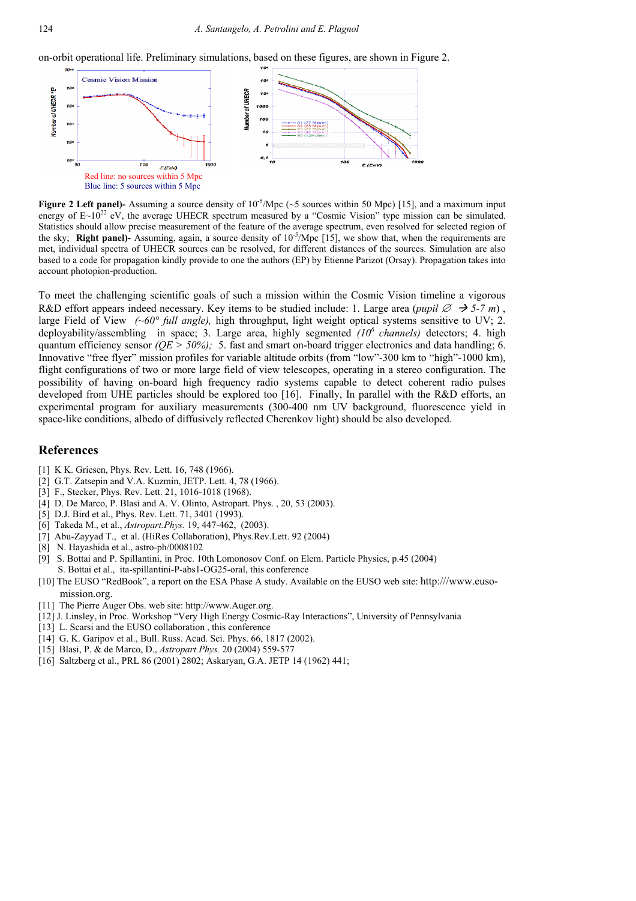on-orbit operational life. Preliminary simulations, based on these figures, are shown in Figure 2.

Cosmic Vision Mission

Number of UHECR

E (EeV)

Red line: no sources within 5 Mpc
Blue line: 5 sources within 5 Mpc

Number of UHECR

S1 (27 Mpsec)
S2 (25 Mpsec)
S3 (22 Mpsec)
S4 (45 Mpsec)
S5 (12 Mpsec)

E (EeV)

**Figure 2 Left panel)-** Assuming a source density of $10^{-5}$/Mpc (~5 sources within 50 Mpc) [15], and a maximum input energy of E~$10^{22}$ eV, the average UHECR spectrum measured by a "Cosmic Vision" type mission can be simulated. Statistics should allow precise measurement of the feature of the average spectrum, even resolved for selected region of the sky; **Right panel)-** Assuming, again, a source density of $10^{-5}$/Mpc [15], we show that, when the requirements are met, individual spectra of UHECR sources can be resolved, for different distances of the sources. Simulation are also based to a code for propagation kindly provide to one the authors (EP) by Etienne Parizot (Orsay). Propagation takes into account photopion-production.

To meet the challenging scientific goals of such a mission within the Cosmic Vision timeline a vigorous R&D effort appears indeed necessary. Key items to be studied include: 1. Large area (*pupil* ∅ → *5-7 m*) , large Field of View *(~60° full angle),* high throughput, light weight optical systems sensitive to UV; 2. deployability/assembling in space; 3. Large area, highly segmented *($10^6$ channels)* detectors; 4. high quantum efficiency sensor *(QE > 50%);* 5. fast and smart on-board trigger electronics and data handling; 6. Innovative "free flyer" mission profiles for variable altitude orbits (from "low"-300 km to "high"-1000 km), flight configurations of two or more large field of view telescopes, operating in a stereo configuration. The possibility of having on-board high frequency radio systems capable to detect coherent radio pulses developed from UHE particles should be explored too [16]. Finally, In parallel with the R&D efforts, an experimental program for auxiliary measurements (300-400 nm UV background, fluorescence yield in space-like conditions, albedo of diffusively reflected Cherenkov light) should be also developed.

## References

[1] K K. Griesen, Phys. Rev. Lett. 16, 748 (1966).
[2] G.T. Zatsepin and V.A. Kuzmin, JETP. Lett. 4, 78 (1966).
[3] F., Stecker, Phys. Rev. Lett. 21, 1016-1018 (1968).
[4] D. De Marco, P. Blasi and A. V. Olinto, Astropart. Phys. , 20, 53 (2003).
[5] D.J. Bird et al., Phys. Rev. Lett. 71, 3401 (1993).
[6] Takeda M., et al., *Astropart.Phys.* 19, 447-462, (2003).
[7] Abu-Zayyad T., et al. (HiRes Collaboration), Phys.Rev.Lett. 92 (2004)
[8] N. Hayashida et al., astro-ph/0008102
[9] S. Bottai and P. Spillantini, in Proc. 10th Lomonosov Conf. on Elem. Particle Physics, p.45 (2004)
S. Bottai et al., ita-spillantini-P-abs1-OG25-oral, this conference
[10] The EUSO "RedBook", a report on the ESA Phase A study. Available on the EUSO web site: http:///www.euso-mission.org.
[11] The Pierre Auger Obs. web site: http://www.Auger.org.
[12] J. Linsley, in Proc. Workshop "Very High Energy Cosmic-Ray Interactions", University of Pennsylvania
[13] L. Scarsi and the EUSO collaboration , this conference
[14] G. K. Garipov et al., Bull. Russ. Acad. Sci. Phys. 66, 1817 (2002).
[15] Blasi, P. & de Marco, D., *Astropart.Phys.* 20 (2004) 559-577
[16] Saltzberg et al., PRL 86 (2001) 2802; Askaryan, G.A. JETP 14 (1962) 441;